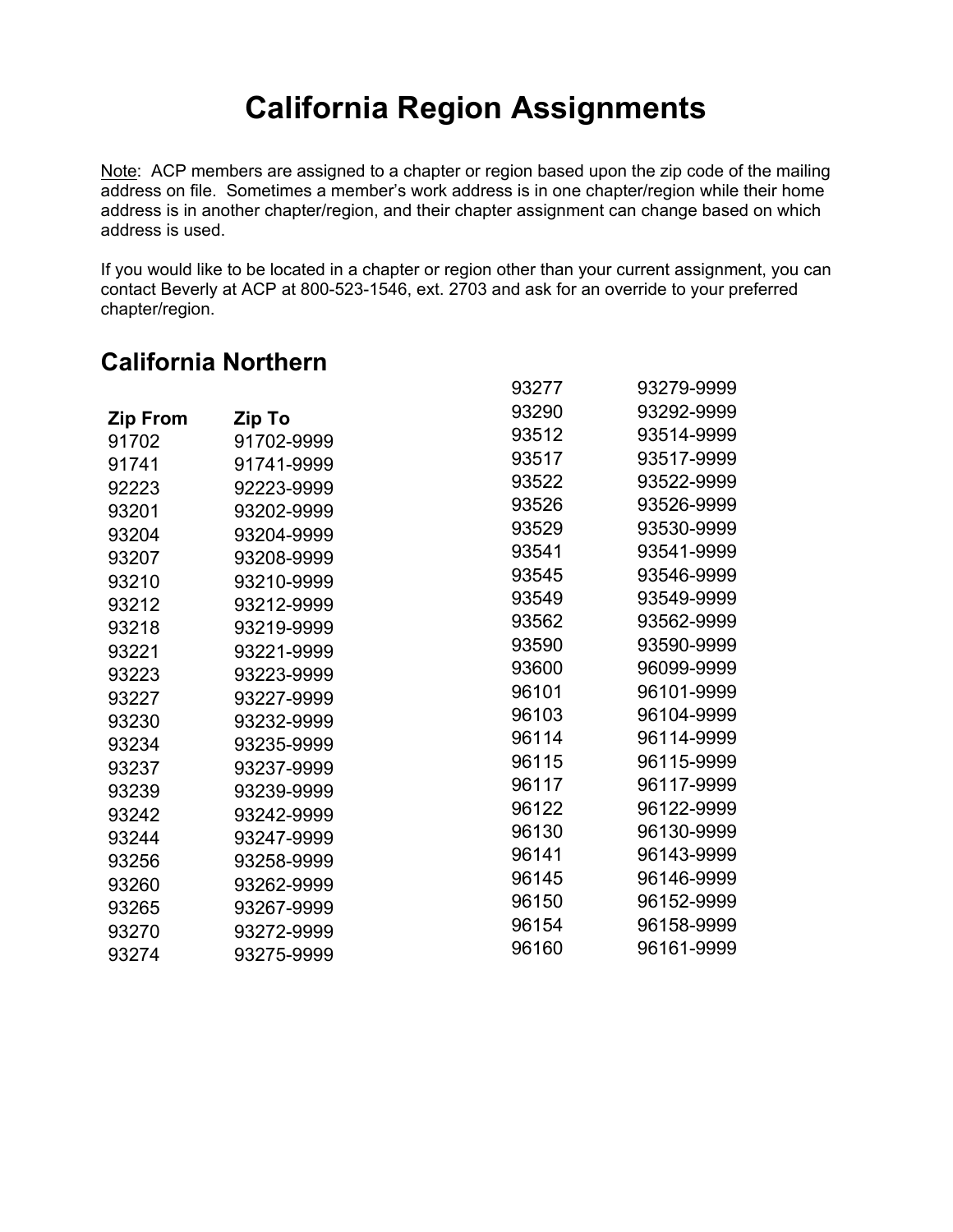# California Region Assignments

Note: ACP members are assigned to a chapter or region based upon the zip code of the mailing address on file. Sometimes a member's work address is in one chapter/region while their home address is in another chapter/region, and their chapter assignment can change based on which address is used.

If you would like to be located in a chapter or region other than your current assignment, you can contact Beverly at ACP at 800-523-1546, ext. 2703 and ask for an override to your preferred chapter/region.

## California Northern

| Zip From | Zip To |
|---|---|
| 91702 | 91702-9999 |
| 91741 | 91741-9999 |
| 92223 | 92223-9999 |
| 93201 | 93202-9999 |
| 93204 | 93204-9999 |
| 93207 | 93208-9999 |
| 93210 | 93210-9999 |
| 93212 | 93212-9999 |
| 93218 | 93219-9999 |
| 93221 | 93221-9999 |
| 93223 | 93223-9999 |
| 93227 | 93227-9999 |
| 93230 | 93232-9999 |
| 93234 | 93235-9999 |
| 93237 | 93237-9999 |
| 93239 | 93239-9999 |
| 93242 | 93242-9999 |
| 93244 | 93247-9999 |
| 93256 | 93258-9999 |
| 93260 | 93262-9999 |
| 93265 | 93267-9999 |
| 93270 | 93272-9999 |
| 93274 | 93275-9999 |
| 93277 | 93279-9999 |
| 93290 | 93292-9999 |
| 93512 | 93514-9999 |
| 93517 | 93517-9999 |
| 93522 | 93522-9999 |
| 93526 | 93526-9999 |
| 93529 | 93530-9999 |
| 93541 | 93541-9999 |
| 93545 | 93546-9999 |
| 93549 | 93549-9999 |
| 93562 | 93562-9999 |
| 93590 | 93590-9999 |
| 93600 | 96099-9999 |
| 96101 | 96101-9999 |
| 96103 | 96104-9999 |
| 96114 | 96114-9999 |
| 96115 | 96115-9999 |
| 96117 | 96117-9999 |
| 96122 | 96122-9999 |
| 96130 | 96130-9999 |
| 96141 | 96143-9999 |
| 96145 | 96146-9999 |
| 96150 | 96152-9999 |
| 96154 | 96158-9999 |
| 96160 | 96161-9999 |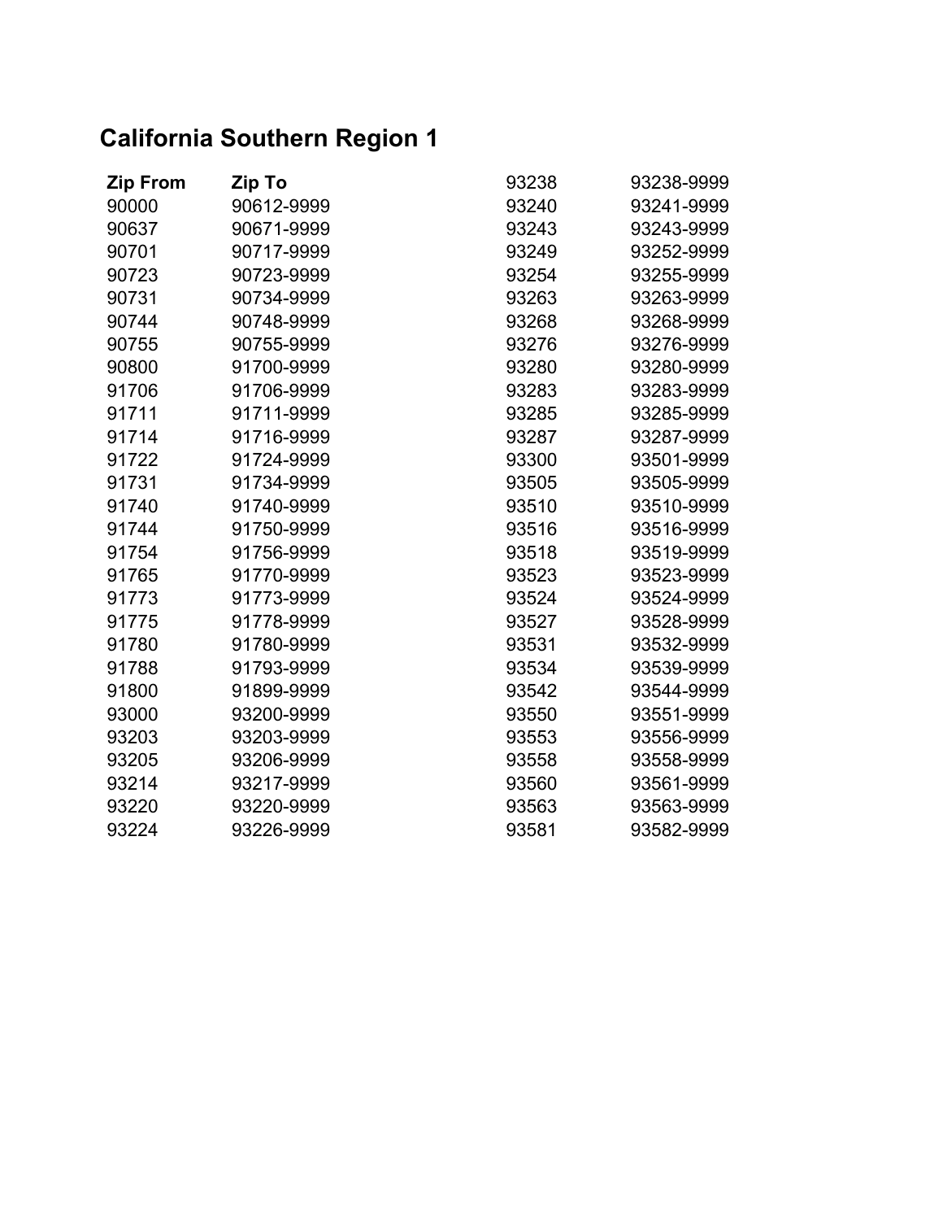# California Southern Region 1

| Zip From | Zip To |
|---|---|
| 90000 | 90612-9999 |
| 90637 | 90671-9999 |
| 90701 | 90717-9999 |
| 90723 | 90723-9999 |
| 90731 | 90734-9999 |
| 90744 | 90748-9999 |
| 90755 | 90755-9999 |
| 90800 | 91700-9999 |
| 91706 | 91706-9999 |
| 91711 | 91711-9999 |
| 91714 | 91716-9999 |
| 91722 | 91724-9999 |
| 91731 | 91734-9999 |
| 91740 | 91740-9999 |
| 91744 | 91750-9999 |
| 91754 | 91756-9999 |
| 91765 | 91770-9999 |
| 91773 | 91773-9999 |
| 91775 | 91778-9999 |
| 91780 | 91780-9999 |
| 91788 | 91793-9999 |
| 91800 | 91899-9999 |
| 93000 | 93200-9999 |
| 93203 | 93203-9999 |
| 93205 | 93206-9999 |
| 93214 | 93217-9999 |
| 93220 | 93220-9999 |
| 93224 | 93226-9999 |
| 93238 | 93238-9999 |
| 93240 | 93241-9999 |
| 93243 | 93243-9999 |
| 93249 | 93252-9999 |
| 93254 | 93255-9999 |
| 93263 | 93263-9999 |
| 93268 | 93268-9999 |
| 93276 | 93276-9999 |
| 93280 | 93280-9999 |
| 93283 | 93283-9999 |
| 93285 | 93285-9999 |
| 93287 | 93287-9999 |
| 93300 | 93501-9999 |
| 93505 | 93505-9999 |
| 93510 | 93510-9999 |
| 93516 | 93516-9999 |
| 93518 | 93519-9999 |
| 93523 | 93523-9999 |
| 93524 | 93524-9999 |
| 93527 | 93528-9999 |
| 93531 | 93532-9999 |
| 93534 | 93539-9999 |
| 93542 | 93544-9999 |
| 93550 | 93551-9999 |
| 93553 | 93556-9999 |
| 93558 | 93558-9999 |
| 93560 | 93561-9999 |
| 93563 | 93563-9999 |
| 93581 | 93582-9999 |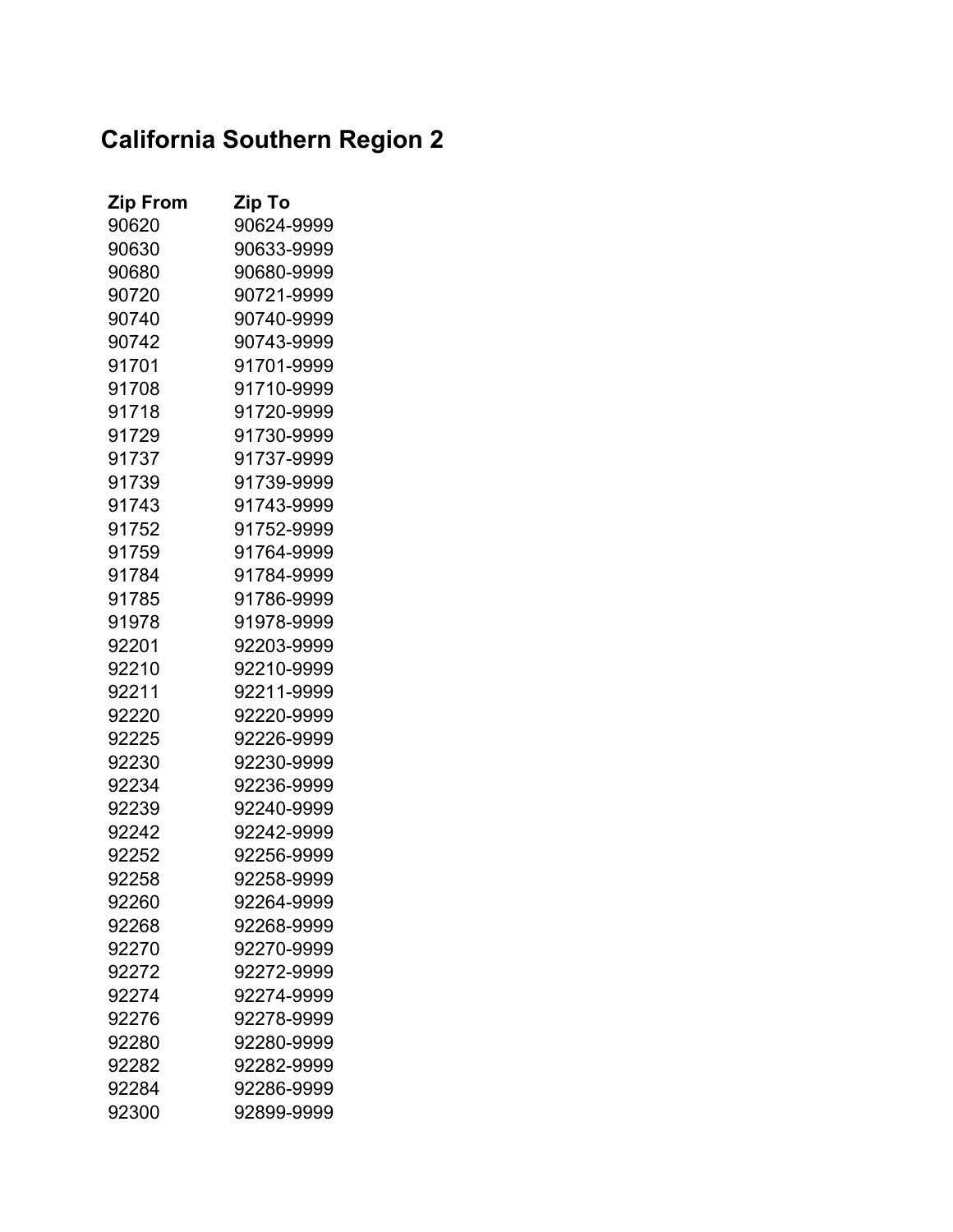# California Southern Region 2

| Zip From | Zip To |
|---|---|
| 90620 | 90624-9999 |
| 90630 | 90633-9999 |
| 90680 | 90680-9999 |
| 90720 | 90721-9999 |
| 90740 | 90740-9999 |
| 90742 | 90743-9999 |
| 91701 | 91701-9999 |
| 91708 | 91710-9999 |
| 91718 | 91720-9999 |
| 91729 | 91730-9999 |
| 91737 | 91737-9999 |
| 91739 | 91739-9999 |
| 91743 | 91743-9999 |
| 91752 | 91752-9999 |
| 91759 | 91764-9999 |
| 91784 | 91784-9999 |
| 91785 | 91786-9999 |
| 91978 | 91978-9999 |
| 92201 | 92203-9999 |
| 92210 | 92210-9999 |
| 92211 | 92211-9999 |
| 92220 | 92220-9999 |
| 92225 | 92226-9999 |
| 92230 | 92230-9999 |
| 92234 | 92236-9999 |
| 92239 | 92240-9999 |
| 92242 | 92242-9999 |
| 92252 | 92256-9999 |
| 92258 | 92258-9999 |
| 92260 | 92264-9999 |
| 92268 | 92268-9999 |
| 92270 | 92270-9999 |
| 92272 | 92272-9999 |
| 92274 | 92274-9999 |
| 92276 | 92278-9999 |
| 92280 | 92280-9999 |
| 92282 | 92282-9999 |
| 92284 | 92286-9999 |
| 92300 | 92899-9999 |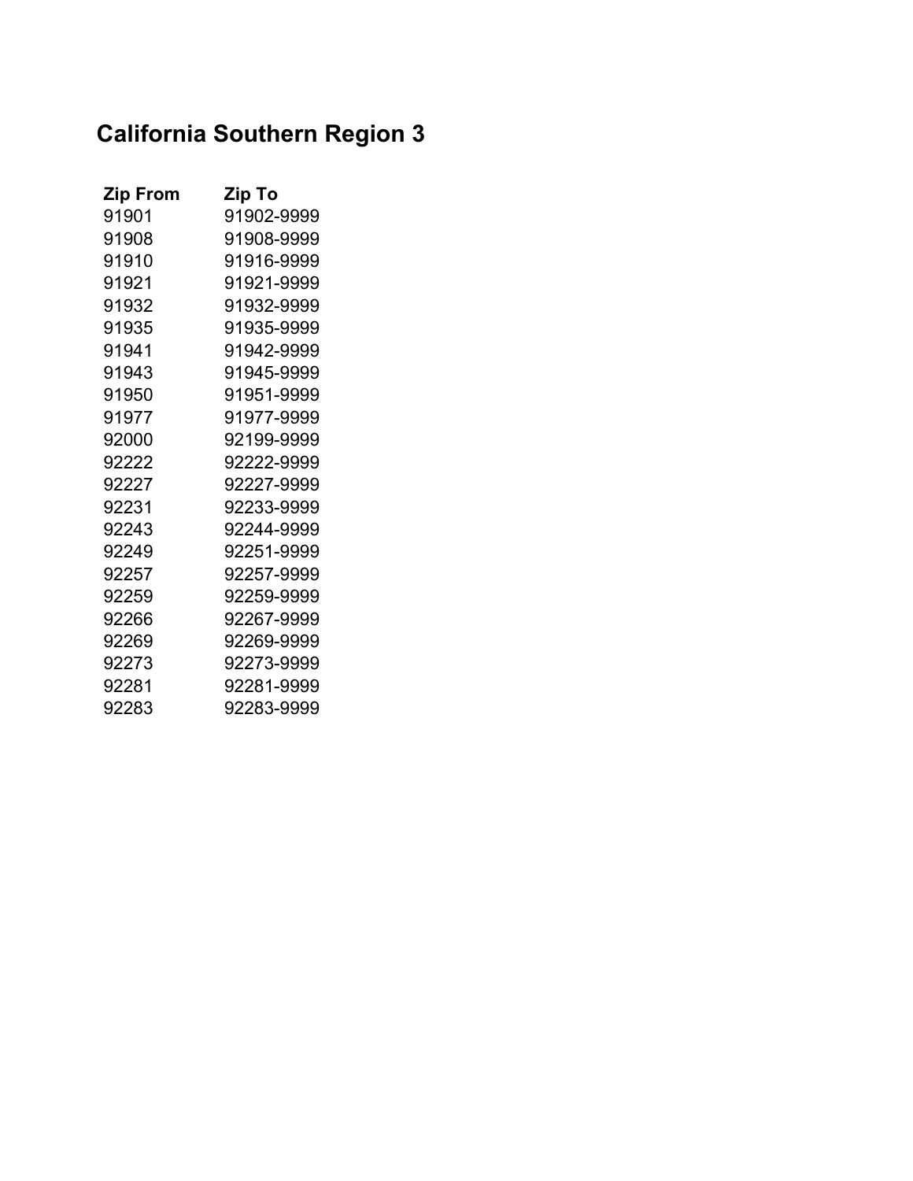## California Southern Region 3

| Zip From | Zip To |
|---|---|
| 91901 | 91902-9999 |
| 91908 | 91908-9999 |
| 91910 | 91916-9999 |
| 91921 | 91921-9999 |
| 91932 | 91932-9999 |
| 91935 | 91935-9999 |
| 91941 | 91942-9999 |
| 91943 | 91945-9999 |
| 91950 | 91951-9999 |
| 91977 | 91977-9999 |
| 92000 | 92199-9999 |
| 92222 | 92222-9999 |
| 92227 | 92227-9999 |
| 92231 | 92233-9999 |
| 92243 | 92244-9999 |
| 92249 | 92251-9999 |
| 92257 | 92257-9999 |
| 92259 | 92259-9999 |
| 92266 | 92267-9999 |
| 92269 | 92269-9999 |
| 92273 | 92273-9999 |
| 92281 | 92281-9999 |
| 92283 | 92283-9999 |